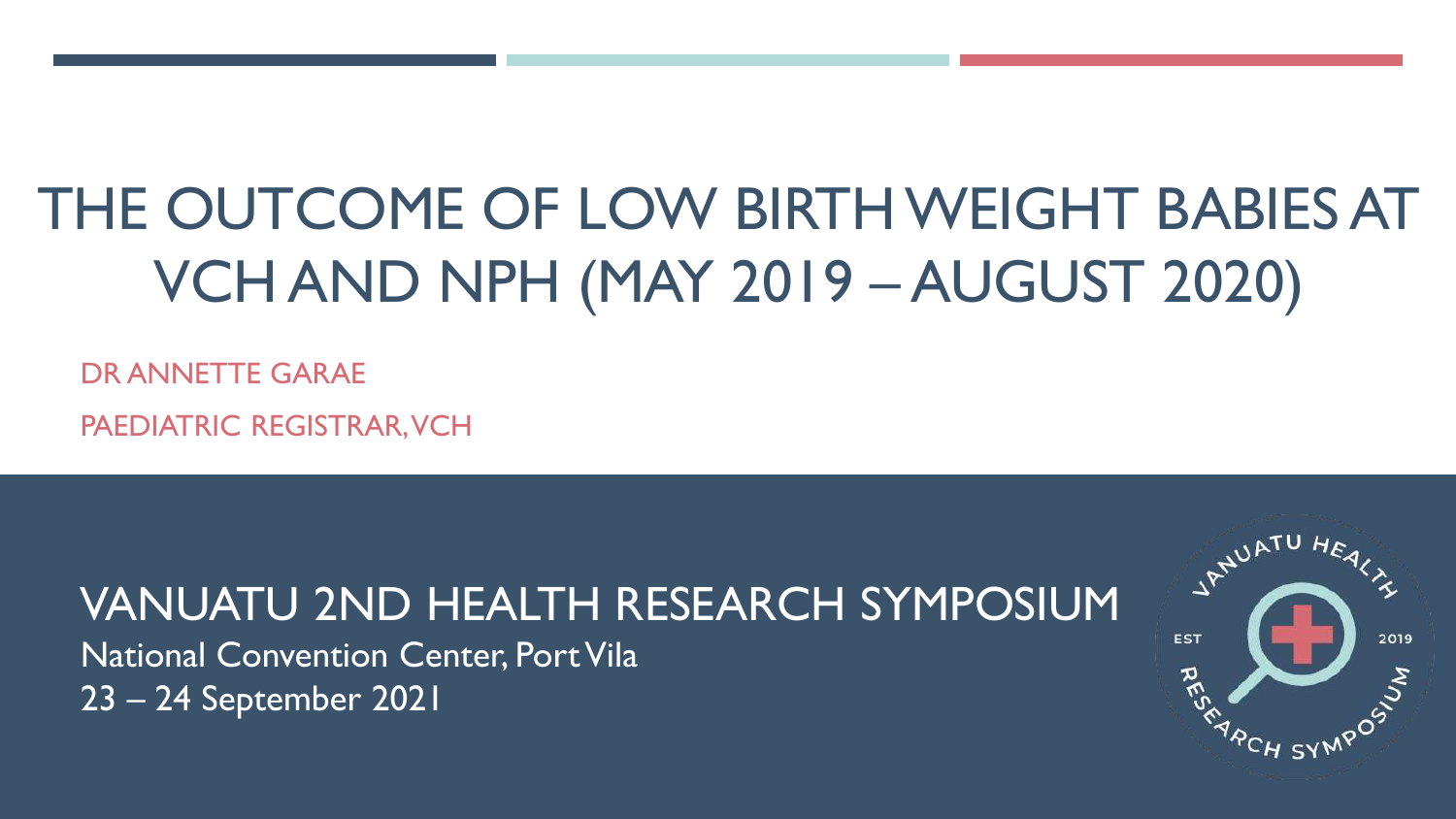# THE OUTCOME OF LOW BIRTH WEIGHT BABIES AT VCH AND NPH (MAY 2019 – AUGUST 2020)

DR ANNETTE GARAE

PAEDIATRIC REGISTRAR, VCH

## VANUATU 2ND HEALTH RESEARCH SYMPOSIUM

National Convention Center, Port Vila

23 – 24 September 2021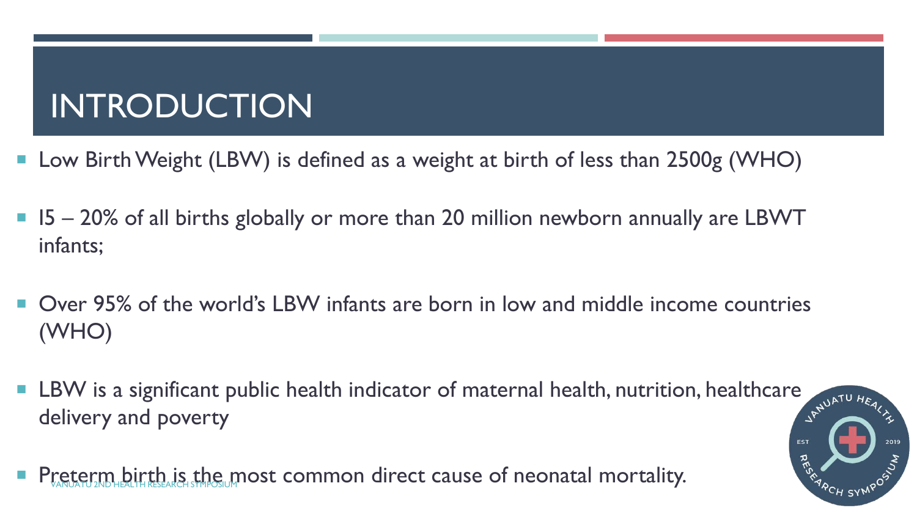# INTRODUCTION

- Low Birth Weight (LBW) is defined as a weight at birth of less than 2500g (WHO)
- 15 – 20% of all births globally or more than 20 million newborn annually are LBWT infants;
- Over 95% of the world's LBW infants are born in low and middle income countries (WHO)
- LBW is a significant public health indicator of maternal health, nutrition, healthcare delivery and poverty
- Preterm birth is the most common direct cause of neonatal mortality.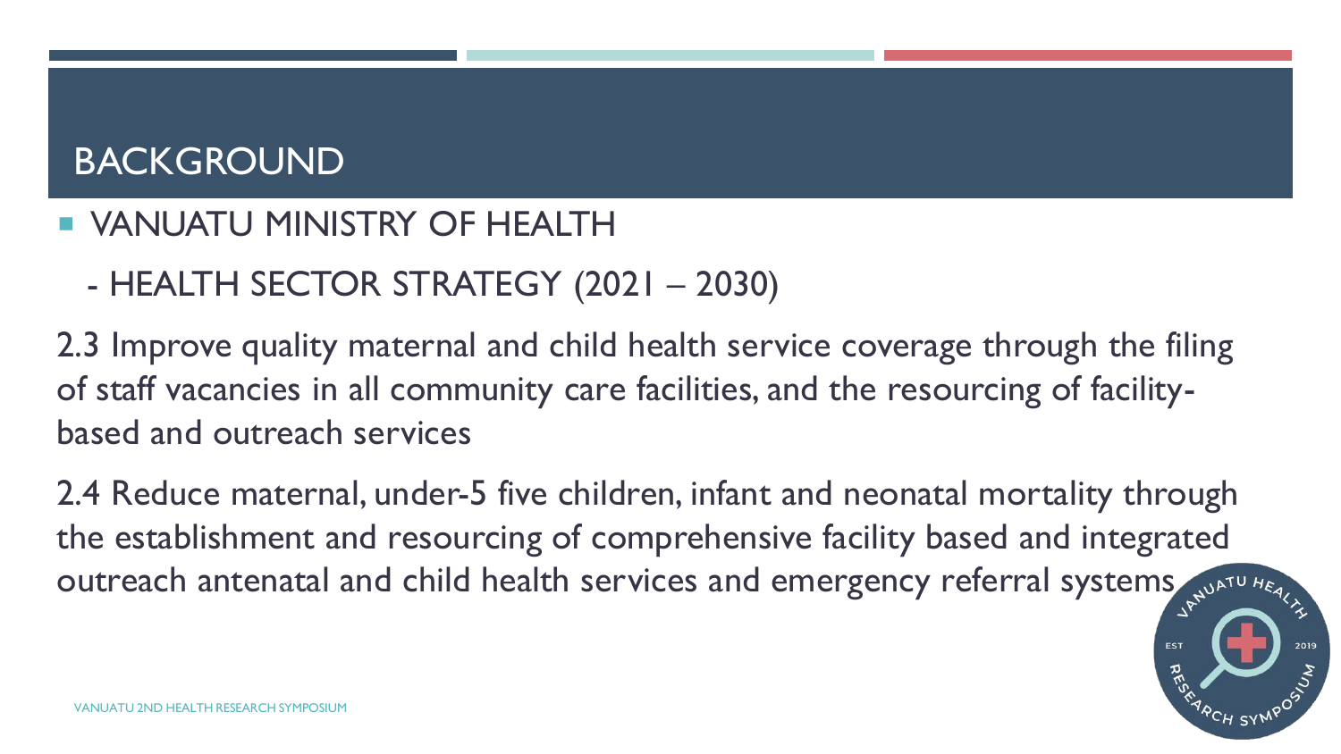# BACKGROUND

- VANUATU MINISTRY OF HEALTH

  - HEALTH SECTOR STRATEGY (2021 – 2030)

2.3 Improve quality maternal and child health service coverage through the filing of staff vacancies in all community care facilities, and the resourcing of facility-based and outreach services

2.4 Reduce maternal, under-5 five children, infant and neonatal mortality through the establishment and resourcing of comprehensive facility based and integrated outreach antenatal and child health services and emergency referral systems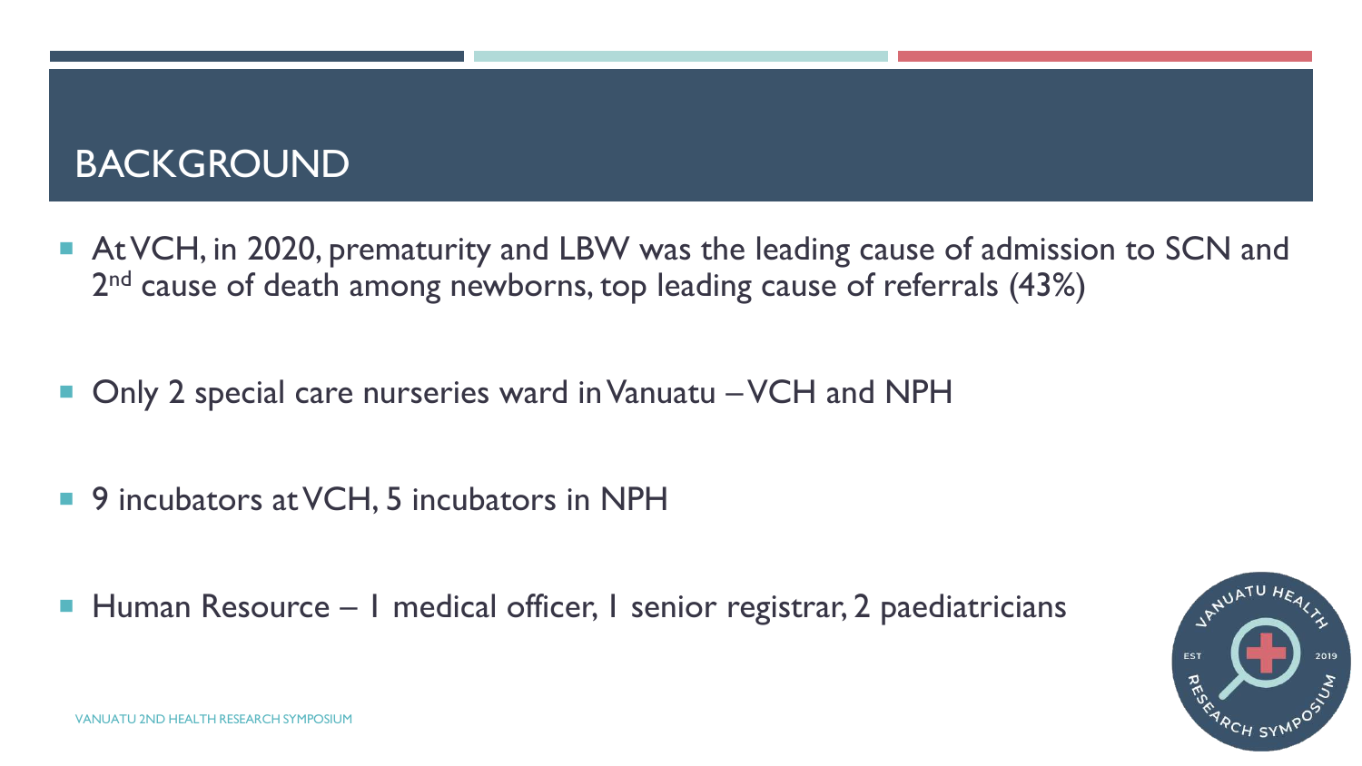# BACKGROUND

- At VCH, in 2020, prematurity and LBW was the leading cause of admission to SCN and 2nd cause of death among newborns, top leading cause of referrals (43%)
- Only 2 special care nurseries ward in Vanuatu – VCH and NPH
- 9 incubators at VCH, 5 incubators in NPH
- Human Resource – 1 medical officer, 1 senior registrar, 2 paediatricians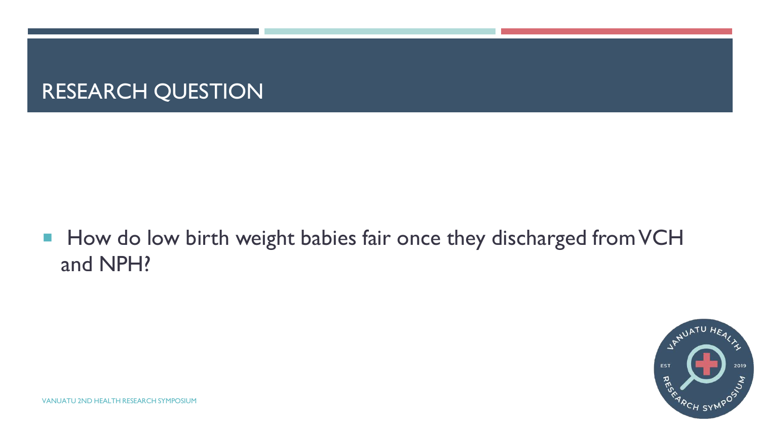# RESEARCH QUESTION

- How do low birth weight babies fair once they discharged from VCH and NPH?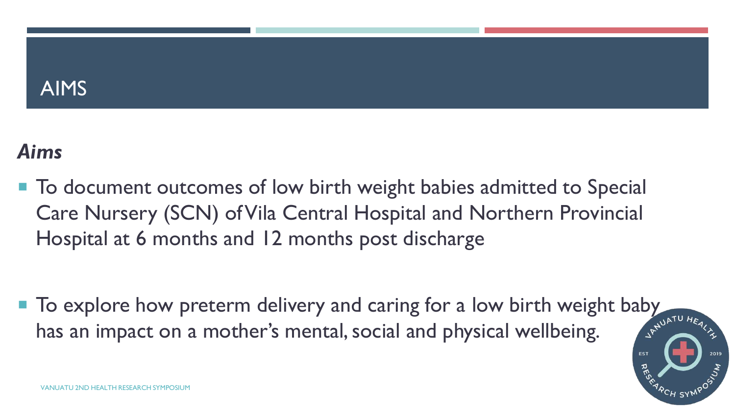# AIMS

***Aims***

- To document outcomes of low birth weight babies admitted to Special Care Nursery (SCN) of Vila Central Hospital and Northern Provincial Hospital at 6 months and 12 months post discharge

- To explore how preterm delivery and caring for a low birth weight baby has an impact on a mother's mental, social and physical wellbeing.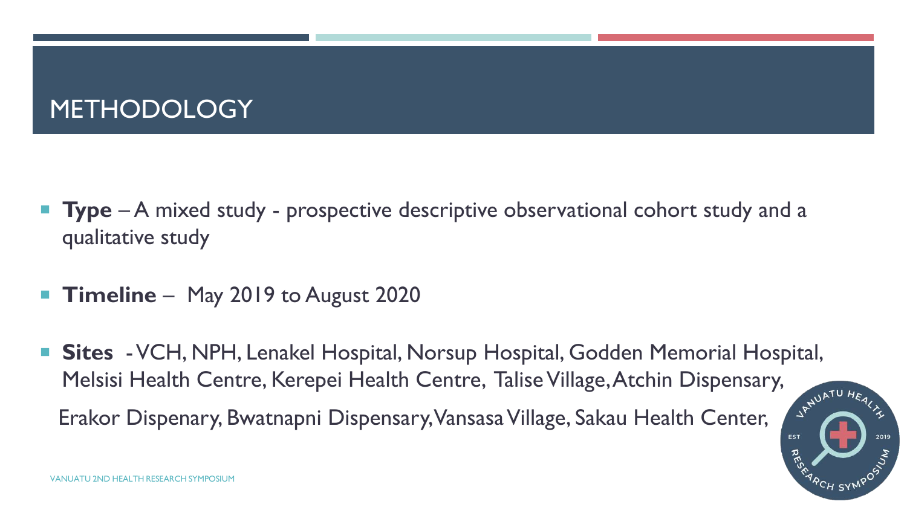# METHODOLOGY

- **Type** – A mixed study - prospective descriptive observational cohort study and a qualitative study
- **Timeline** – May 2019 to August 2020
- **Sites** - VCH, NPH, Lenakel Hospital, Norsup Hospital, Godden Memorial Hospital, Melsisi Health Centre, Kerepei Health Centre, Talise Village, Atchin Dispensary,

  Erakor Dispenary, Bwatnapni Dispensary, Vansasa Village, Sakau Health Center,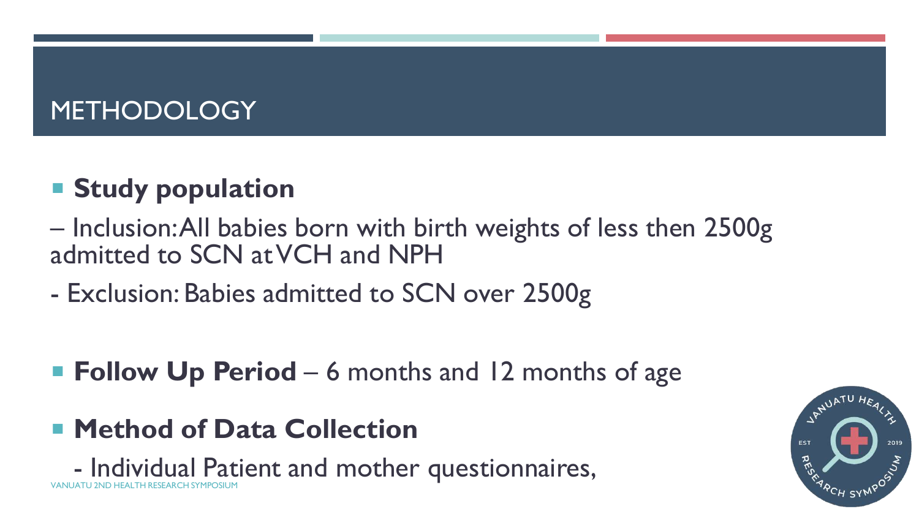# METHODOLOGY

- **Study population**

– Inclusion: All babies born with birth weights of less then 2500g admitted to SCN at VCH and NPH

- Exclusion: Babies admitted to SCN over 2500g

- **Follow Up Period** – 6 months and 12 months of age

- **Method of Data Collection**

  - Individual Patient and mother questionnaires,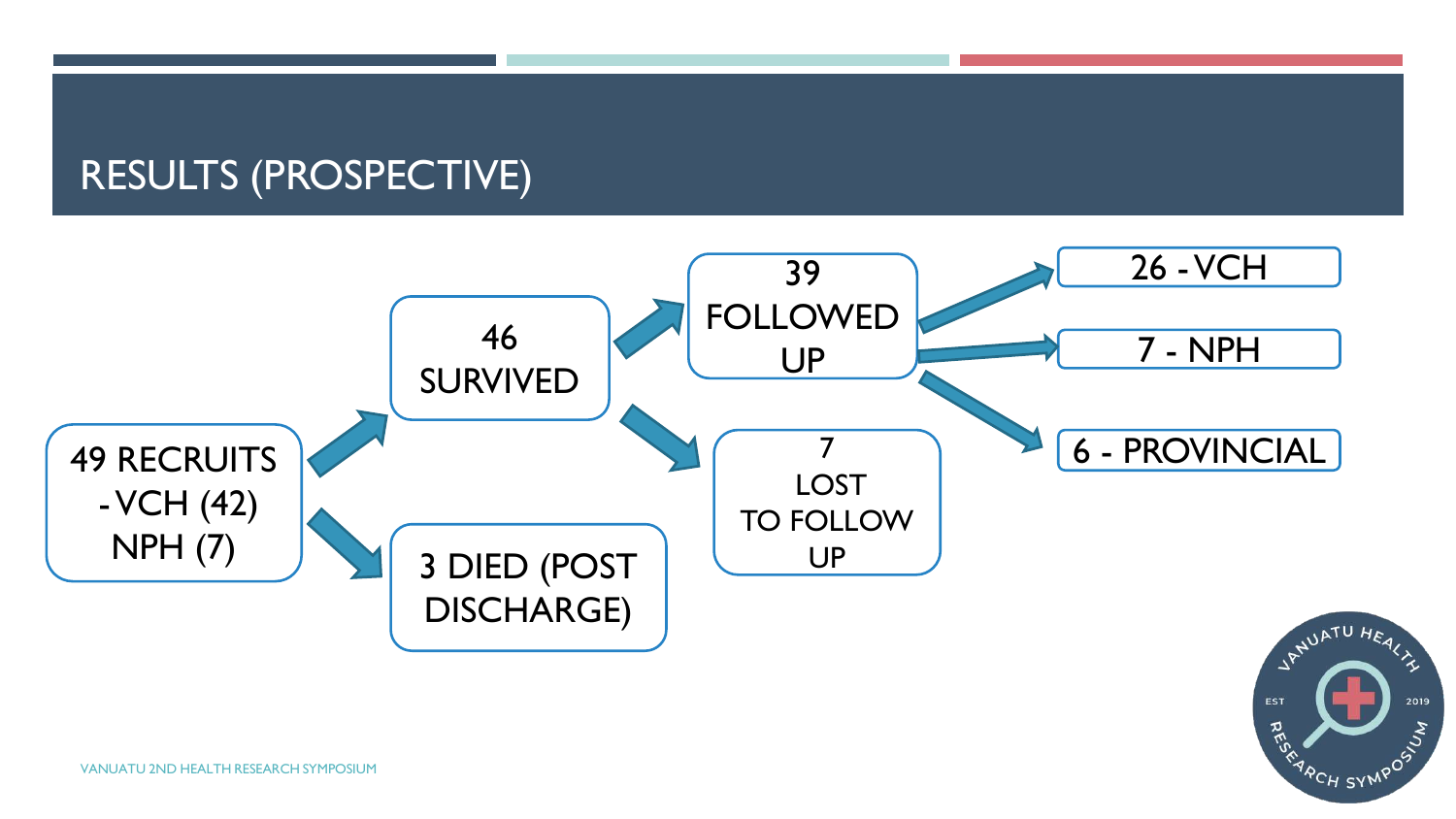# RESULTS (PROSPECTIVE)

- 49 RECRUITS
  - VCH (42)
  - NPH (7)
  - → 46 SURVIVED
    - → 39 FOLLOWED UP
      - → 26 - VCH
      - → 7 - NPH
      - → 6 - PROVINCIAL
    - → 7 LOST TO FOLLOW UP
  - → 3 DIED (POST DISCHARGE)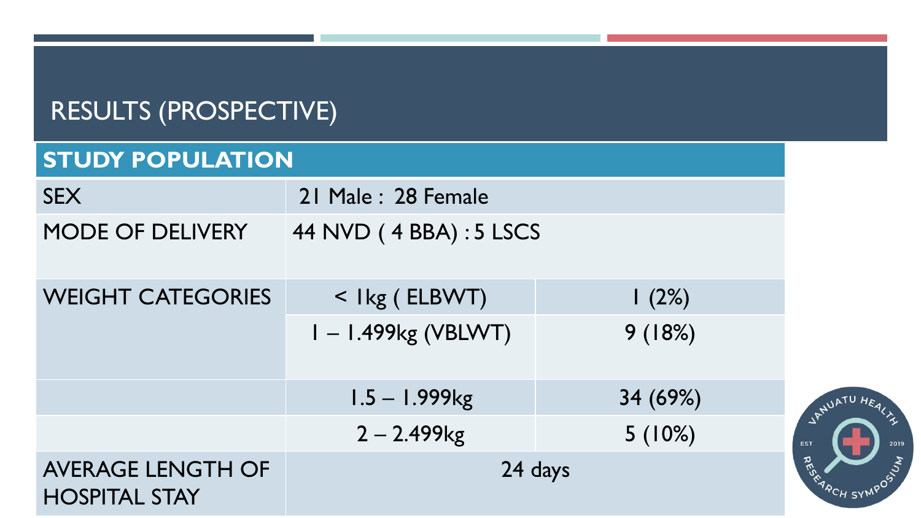# RESULTS (PROSPECTIVE)

| STUDY POPULATION | | |
|---|---|---|
| SEX | 21 Male : 28 Female | |
| MODE OF DELIVERY | 44 NVD ( 4 BBA) : 5 LSCS | |
| WEIGHT CATEGORIES | < 1kg ( ELBWT) | 1 (2%) |
| | 1 – 1.499kg (VBLWT) | 9 (18%) |
| | 1.5 – 1.999kg | 34 (69%) |
| | 2 – 2.499kg | 5 (10%) |
| AVERAGE LENGTH OF HOSPITAL STAY | 24 days | |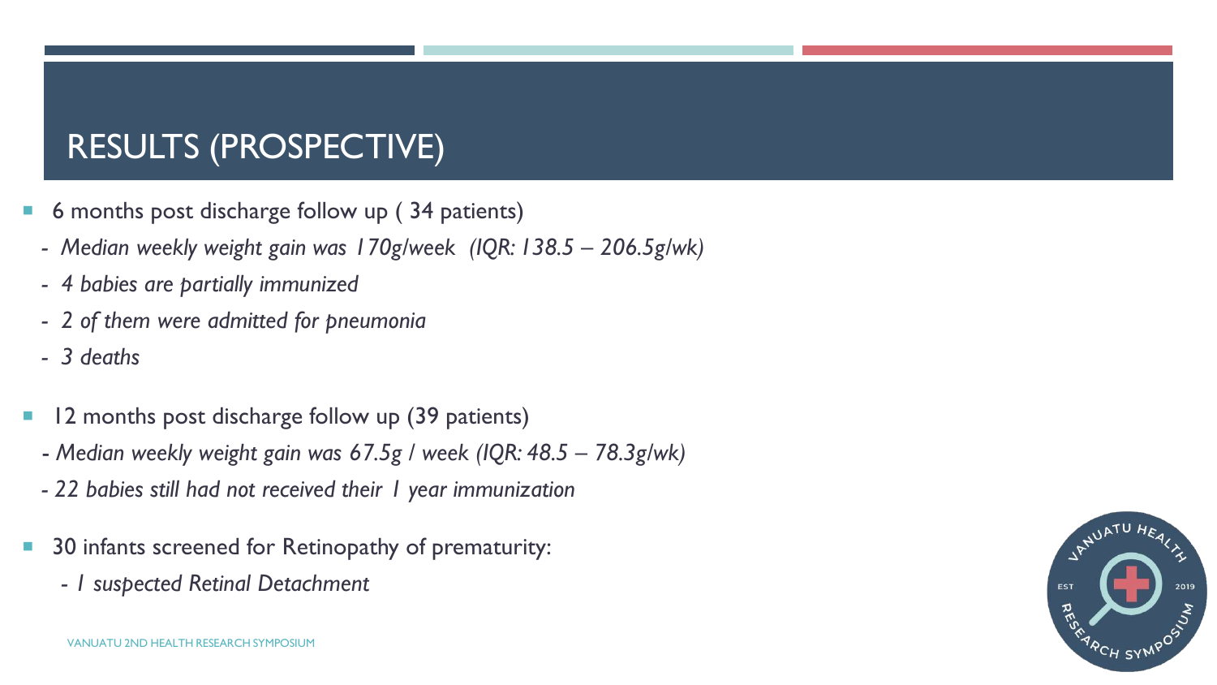# RESULTS (PROSPECTIVE)

- 6 months post discharge follow up ( 34 patients)
  - *Median weekly weight gain was 170g/week (IQR: 138.5 – 206.5g/wk)*
  - *4 babies are partially immunized*
  - *2 of them were admitted for pneumonia*
  - *3 deaths*
- 12 months post discharge follow up (39 patients)
  - *Median weekly weight gain was 67.5g / week (IQR: 48.5 – 78.3g/wk)*
  - *22 babies still had not received their 1 year immunization*
- 30 infants screened for Retinopathy of prematurity:
  - *1 suspected Retinal Detachment*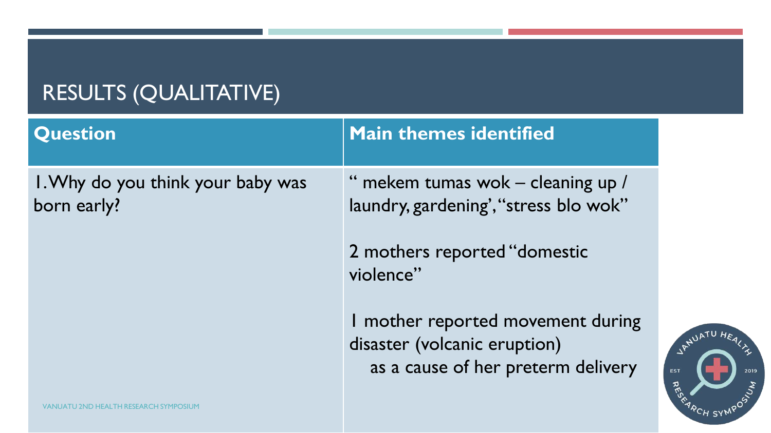# RESULTS (QUALITATIVE)

| Question | Main themes identified |
| --- | --- |
| 1. Why do you think your baby was born early? | " mekem tumas wok – cleaning up / laundry, gardening', "stress blo wok" <br><br> 2 mothers reported "domestic violence" <br><br> 1 mother reported movement during disaster (volcanic eruption) as a cause of her preterm delivery |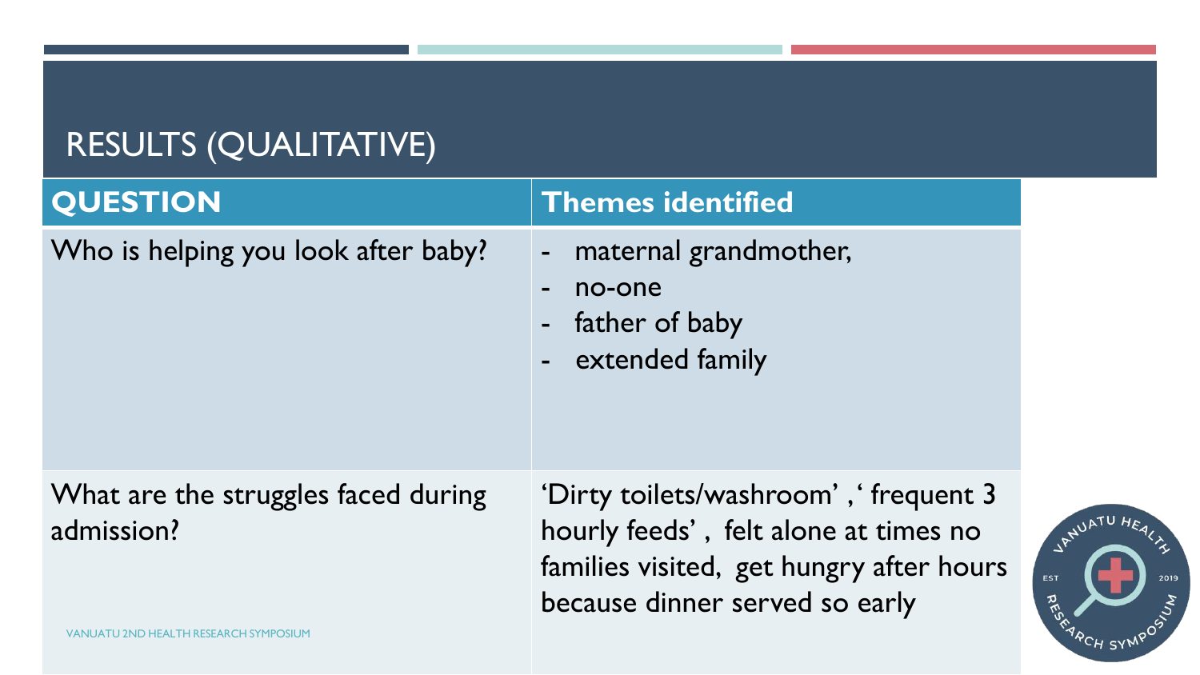# RESULTS (QUALITATIVE)

| QUESTION | Themes identified |
| --- | --- |
| Who is helping you look after baby? | - maternal grandmother,<br>- no-one<br>- father of baby<br>- extended family |
| What are the struggles faced during admission? | 'Dirty toilets/washroom' ,' frequent 3 hourly feeds' , felt alone at times no families visited, get hungry after hours because dinner served so early |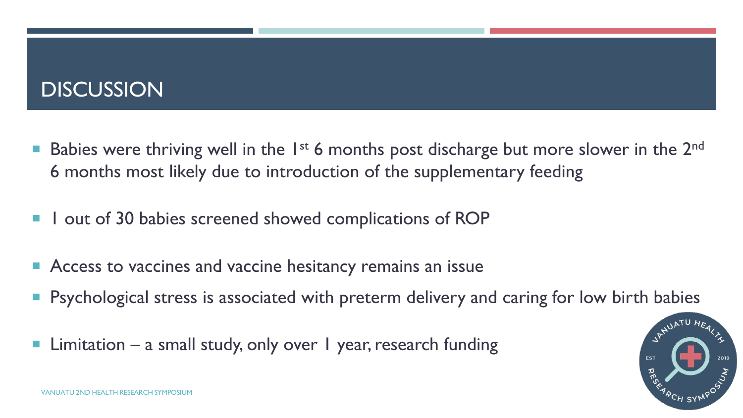# DISCUSSION

- Babies were thriving well in the 1st 6 months post discharge but more slower in the 2nd 6 months most likely due to introduction of the supplementary feeding
- 1 out of 30 babies screened showed complications of ROP
- Access to vaccines and vaccine hesitancy remains an issue
- Psychological stress is associated with preterm delivery and caring for low birth babies
- Limitation – a small study, only over 1 year, research funding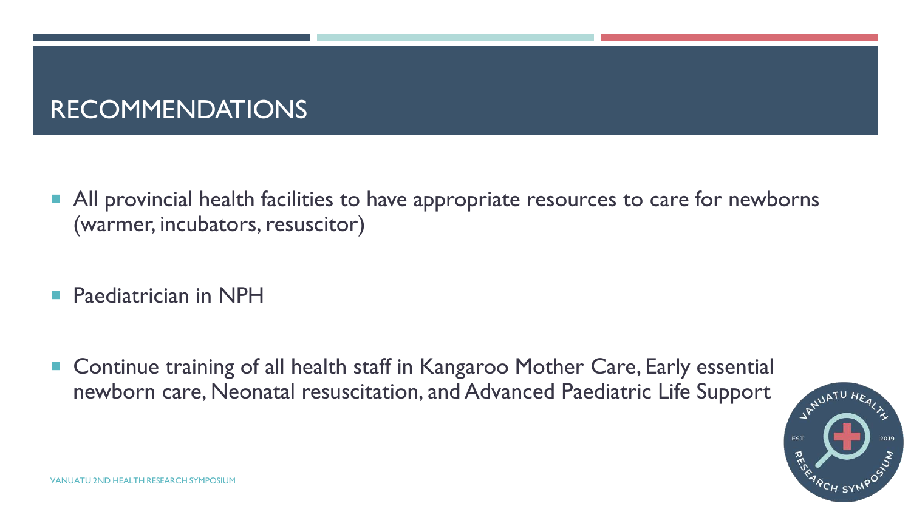# RECOMMENDATIONS

- All provincial health facilities to have appropriate resources to care for newborns (warmer, incubators, resuscitor)
- Paediatrician in NPH
- Continue training of all health staff in Kangaroo Mother Care, Early essential newborn care, Neonatal resuscitation, and Advanced Paediatric Life Support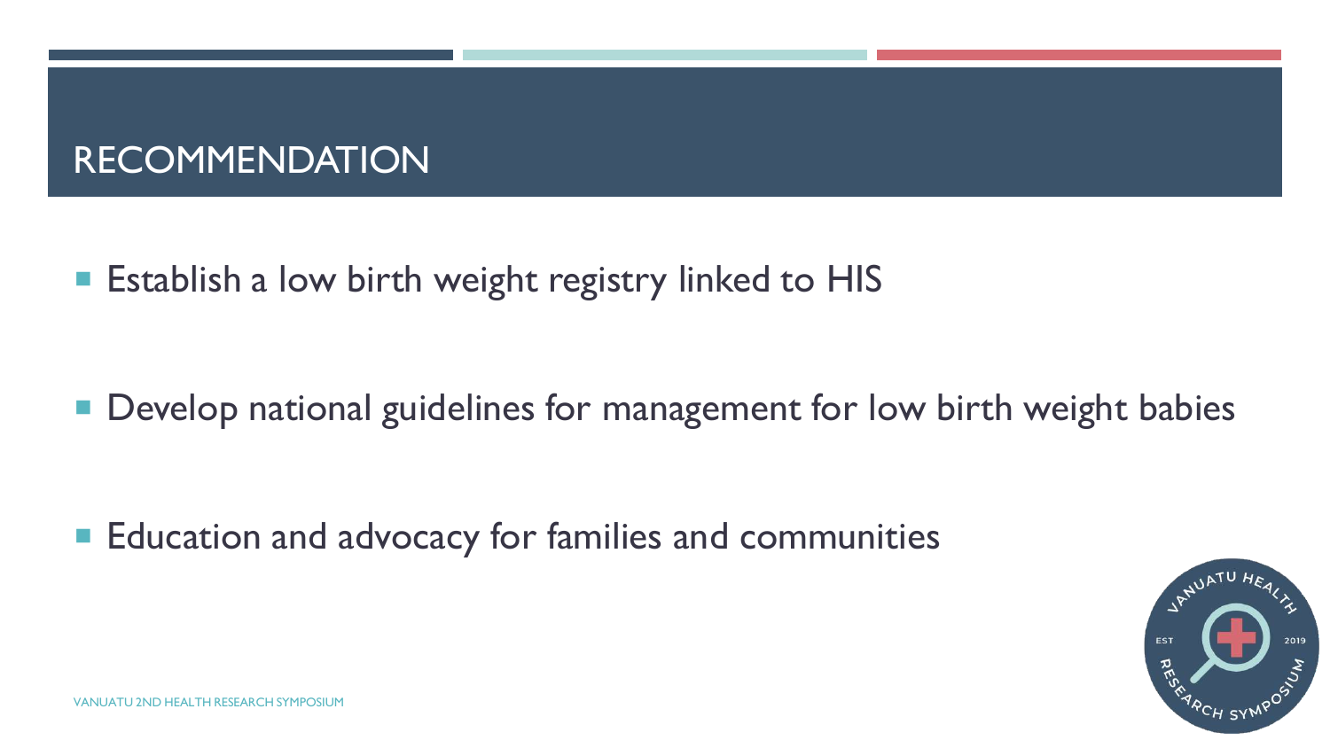# RECOMMENDATION

- Establish a low birth weight registry linked to HIS
- Develop national guidelines for management for low birth weight babies
- Education and advocacy for families and communities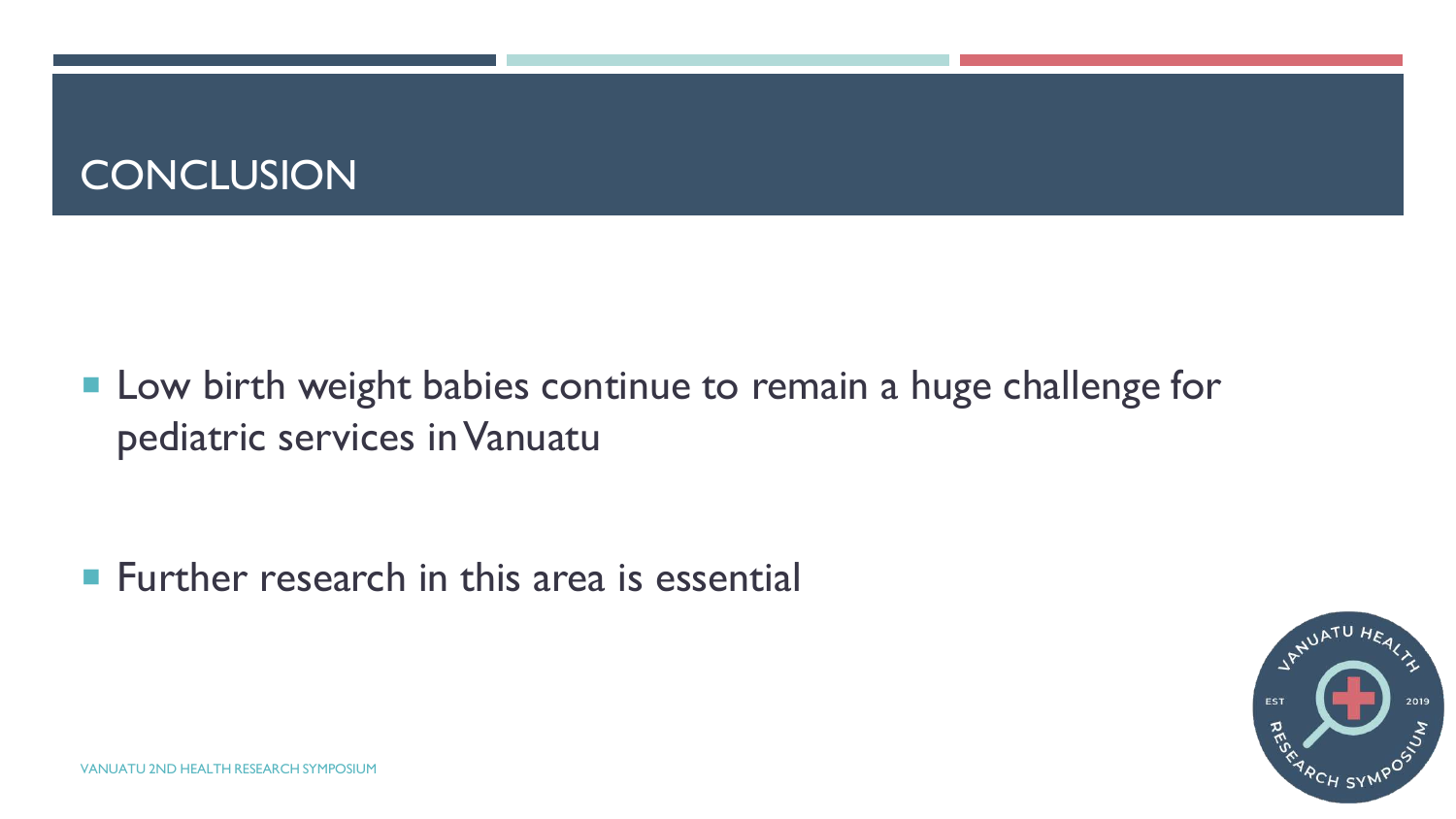# CONCLUSION

- Low birth weight babies continue to remain a huge challenge for pediatric services in Vanuatu

- Further research in this area is essential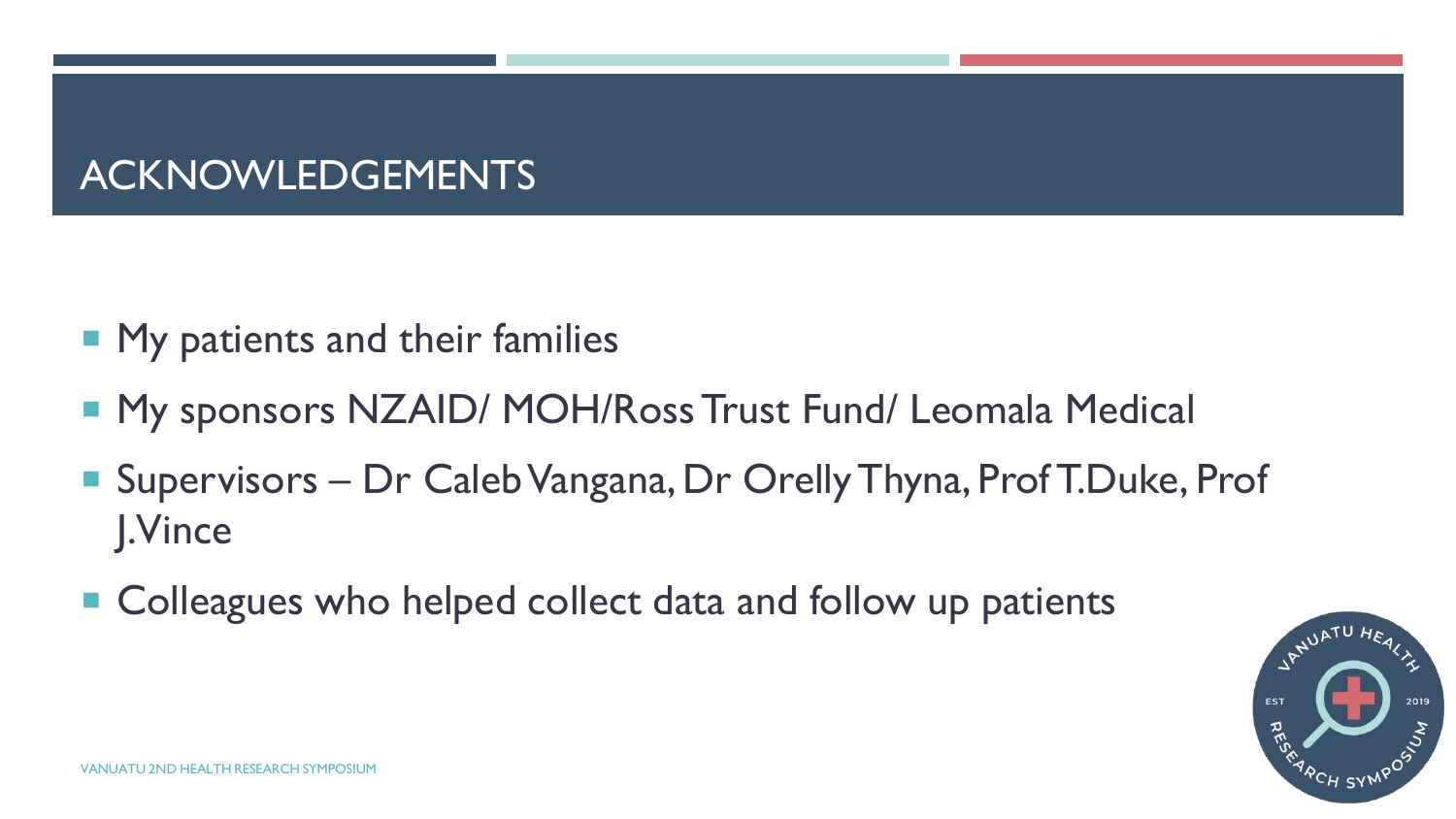# ACKNOWLEDGEMENTS

- My patients and their families
- My sponsors NZAID/ MOH/Ross Trust Fund/ Leomala Medical
- Supervisors – Dr Caleb Vangana, Dr Orelly Thyna, Prof T.Duke, Prof J.Vince
- Colleagues who helped collect data and follow up patients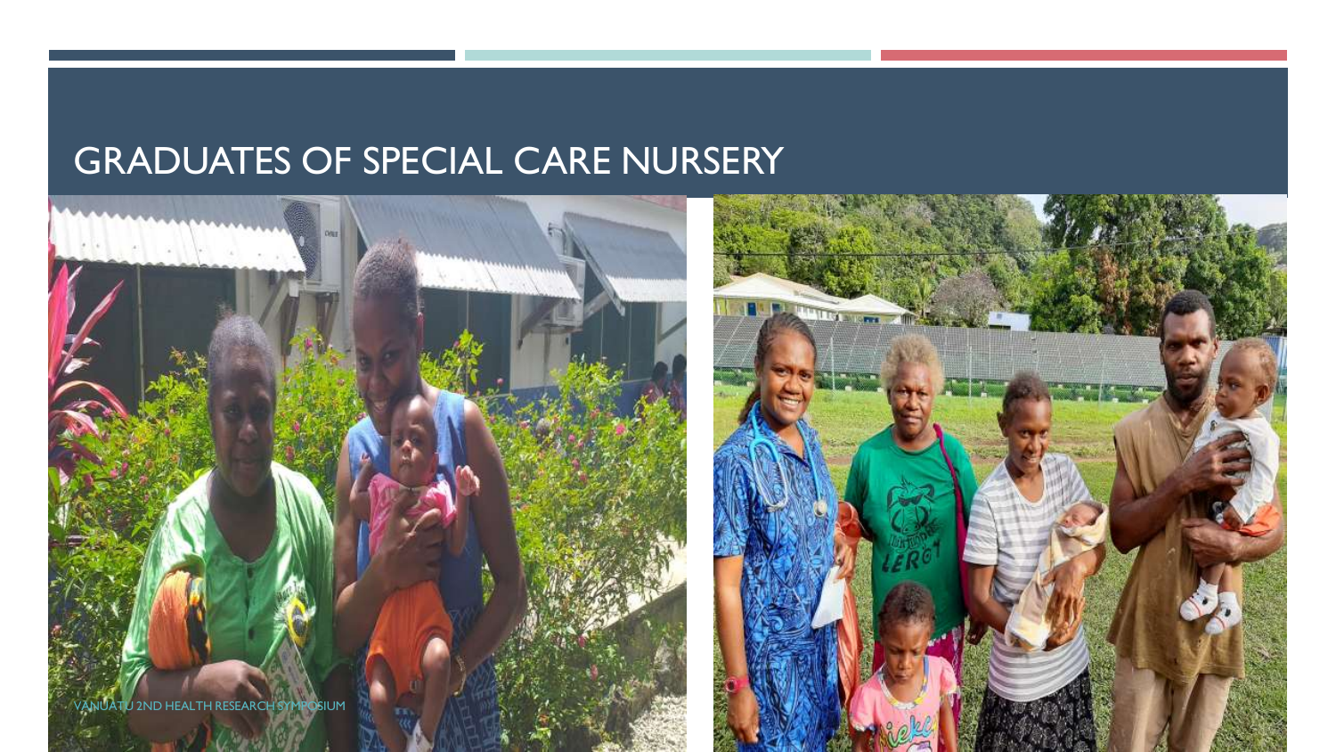# GRADUATES OF SPECIAL CARE NURSERY